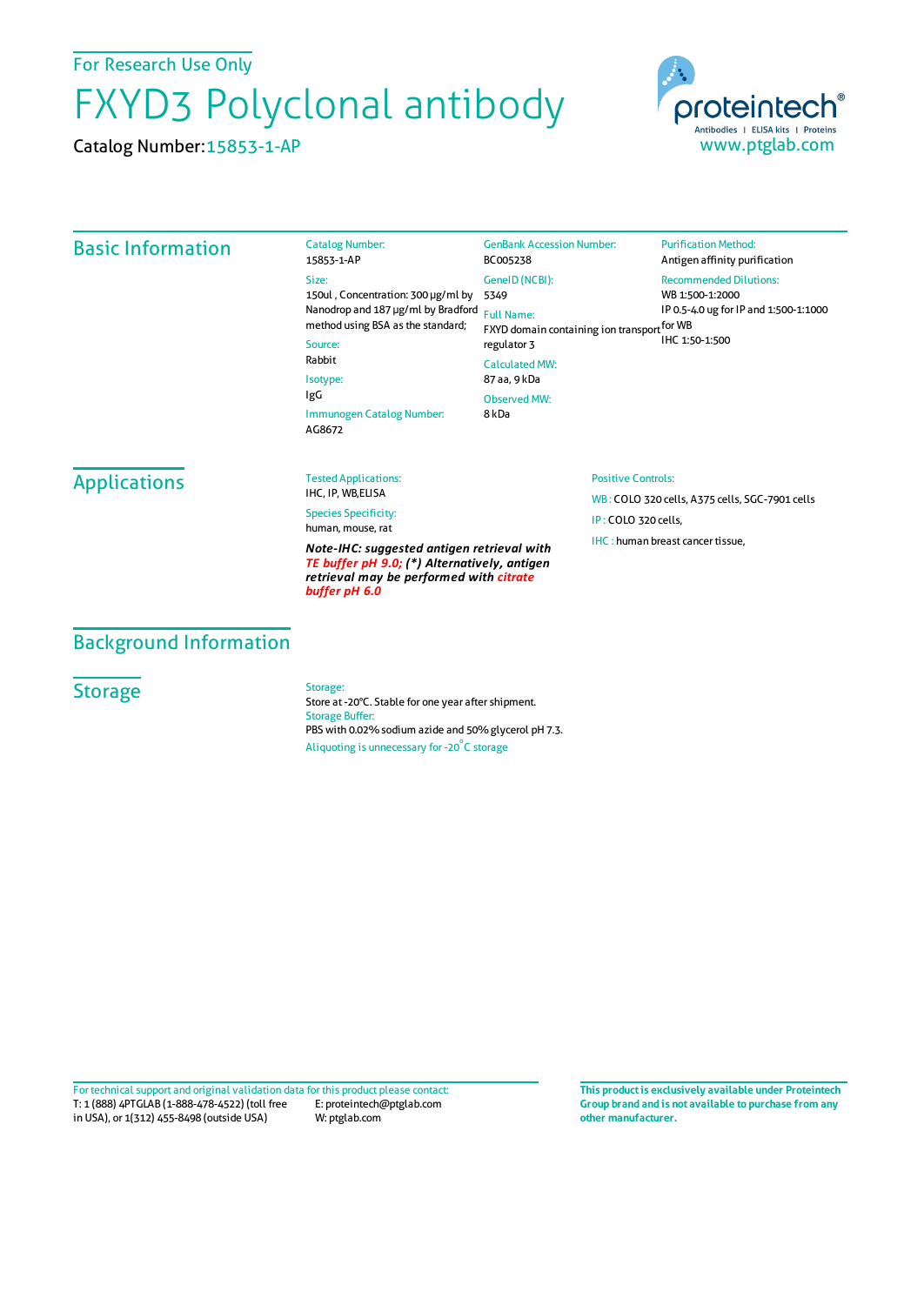For Research Use Only

# FXYD3 Polyclonal antibody

Catalog Number: 15853-1-AP

proteintech®
Antibodies | ELISA kits | Proteins
www.ptglab.com

## Basic Information

Catalog Number:
15853-1-AP

Size:
150ul , Concentration: 300 μg/ml by Nanodrop and 187 μg/ml by Bradford method using BSA as the standard;

Source:
Rabbit

Isotype:
IgG

Immunogen Catalog Number:
AG8672

GenBank Accession Number:
BC005238

GeneID (NCBI):
5349

Full Name:
FXYD domain containing ion transport regulator 3

Calculated MW:
87 aa, 9 kDa

Observed MW:
8 kDa

Purification Method:
Antigen affinity purification

Recommended Dilutions:
WB 1:500-1:2000
IP 0.5-4.0 ug for IP and 1:500-1:1000 for WB
IHC 1:50-1:500

## Applications

Tested Applications:
IHC, IP, WB,ELISA

Species Specificity:
human, mouse, rat

***Note-IHC: suggested antigen retrieval with TE buffer pH 9.0; (\*) Alternatively, antigen retrieval may be performed with citrate buffer pH 6.0***

Positive Controls:

WB : COLO 320 cells, A375 cells, SGC-7901 cells

IP : COLO 320 cells,

IHC : human breast cancer tissue,

## Background Information

## Storage

Storage:
Store at -20°C. Stable for one year after shipment.

Storage Buffer:
PBS with 0.02% sodium azide and 50% glycerol pH 7.3.

Aliquoting is unnecessary for -20°C storage

For technical support and original validation data for this product please contact:
T: 1 (888) 4PTGLAB (1-888-478-4522) (toll free in USA), or 1(312) 455-8498 (outside USA)
E: proteintech@ptglab.com
W: ptglab.com

**This product is exclusively available under Proteintech Group brand and is not available to purchase from any other manufacturer.**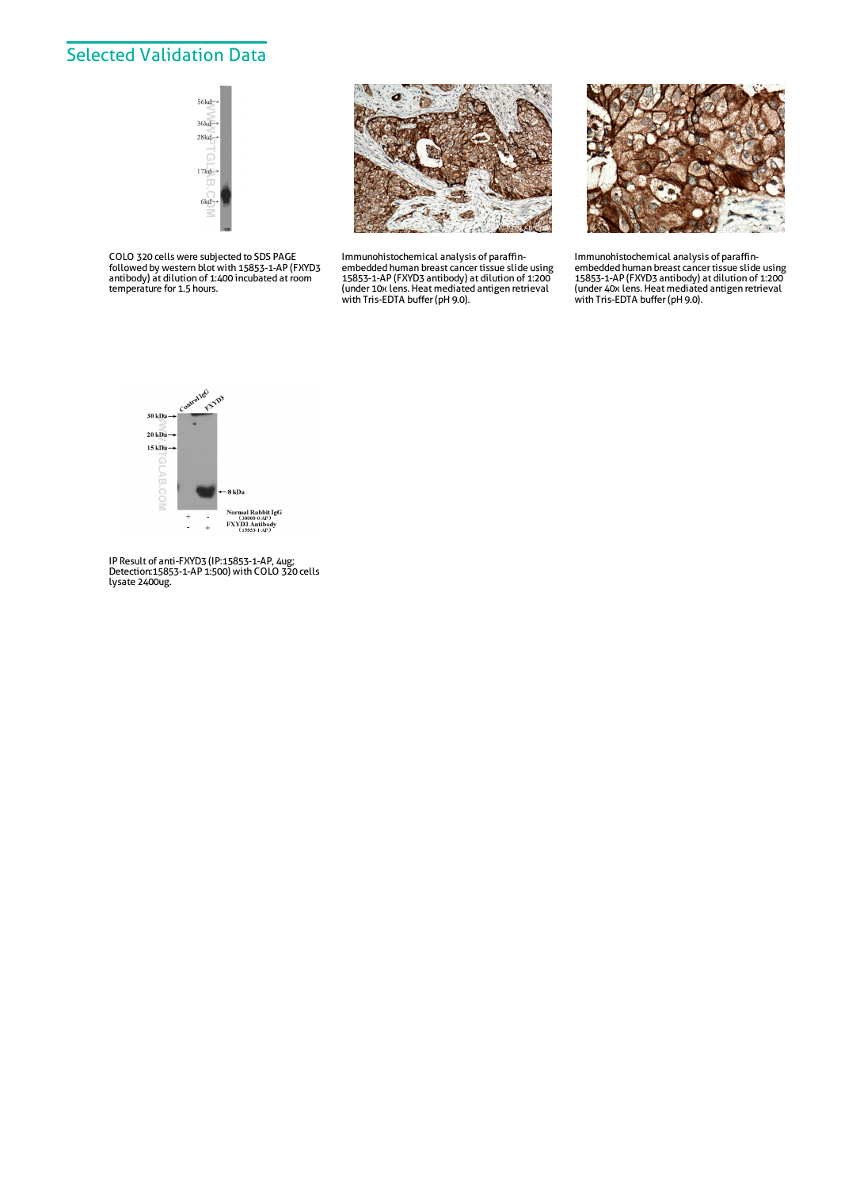## Selected Validation Data

COLO 320 cells were subjected to SDS PAGE followed by western blot with 15853-1-AP (FXYD3 antibody) at dilution of 1:400 incubated at room temperature for 1.5 hours.

Immunohistochemical analysis of paraffin-embedded human breast cancer tissue slide using 15853-1-AP (FXYD3 antibody) at dilution of 1:200 (under 10x lens. Heat mediated antigen retrieval with Tris-EDTA buffer (pH 9.0).

Immunohistochemical analysis of paraffin-embedded human breast cancer tissue slide using 15853-1-AP (FXYD3 antibody) at dilution of 1:200 (under 40x lens. Heat mediated antigen retrieval with Tris-EDTA buffer (pH 9.0).

IP Result of anti-FXYD3 (IP:15853-1-AP, 4ug; Detection:15853-1-AP 1:500) with COLO 320 cells lysate 2400ug.